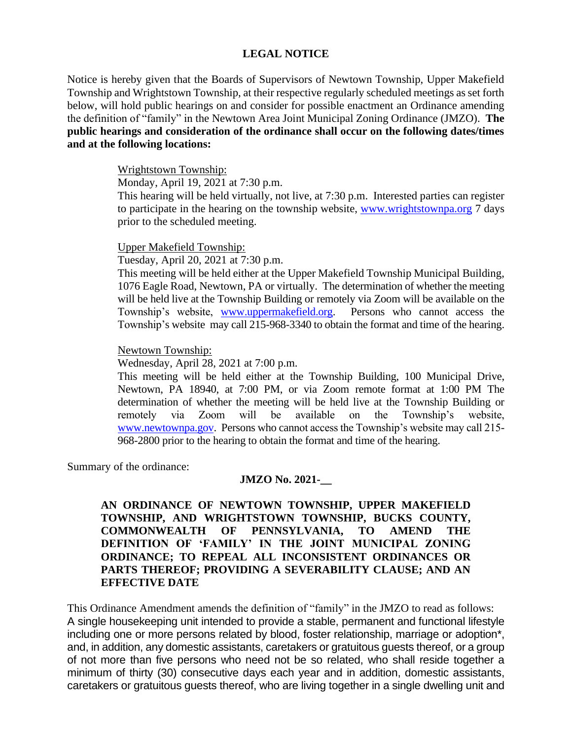# LEGAL NOTICE

Notice is hereby given that the Boards of Supervisors of Newtown Township, Upper Makefield Township and Wrightstown Township, at their respective regularly scheduled meetings as set forth below, will hold public hearings on and consider for possible enactment an Ordinance amending the definition of "family" in the Newtown Area Joint Municipal Zoning Ordinance (JMZO). **The public hearings and consideration of the ordinance shall occur on the following dates/times and at the following locations:**

<u>Wrightstown Township:</u>
Monday, April 19, 2021 at 7:30 p.m.
This hearing will be held virtually, not live, at 7:30 p.m. Interested parties can register to participate in the hearing on the township website, www.wrightstownpa.org 7 days prior to the scheduled meeting.

<u>Upper Makefield Township:</u>
Tuesday, April 20, 2021 at 7:30 p.m.
This meeting will be held either at the Upper Makefield Township Municipal Building, 1076 Eagle Road, Newtown, PA or virtually. The determination of whether the meeting will be held live at the Township Building or remotely via Zoom will be available on the Township's website, www.uppermakefield.org. Persons who cannot access the Township's website may call 215-968-3340 to obtain the format and time of the hearing.

<u>Newtown Township:</u>
Wednesday, April 28, 2021 at 7:00 p.m.
This meeting will be held either at the Township Building, 100 Municipal Drive, Newtown, PA 18940, at 7:00 PM, or via Zoom remote format at 1:00 PM The determination of whether the meeting will be held live at the Township Building or remotely via Zoom will be available on the Township's website, www.newtownpa.gov. Persons who cannot access the Township's website may call 215-968-2800 prior to the hearing to obtain the format and time of the hearing.

Summary of the ordinance:

**JMZO No. 2021-__**

**AN ORDINANCE OF NEWTOWN TOWNSHIP, UPPER MAKEFIELD TOWNSHIP, AND WRIGHTSTOWN TOWNSHIP, BUCKS COUNTY, COMMONWEALTH OF PENNSYLVANIA, TO AMEND THE DEFINITION OF 'FAMILY' IN THE JOINT MUNICIPAL ZONING ORDINANCE; TO REPEAL ALL INCONSISTENT ORDINANCES OR PARTS THEREOF; PROVIDING A SEVERABILITY CLAUSE; AND AN EFFECTIVE DATE**

This Ordinance Amendment amends the definition of "family" in the JMZO to read as follows:
A single housekeeping unit intended to provide a stable, permanent and functional lifestyle including one or more persons related by blood, foster relationship, marriage or adoption*, and, in addition, any domestic assistants, caretakers or gratuitous guests thereof, or a group of not more than five persons who need not be so related, who shall reside together a minimum of thirty (30) consecutive days each year and in addition, domestic assistants, caretakers or gratuitous guests thereof, who are living together in a single dwelling unit and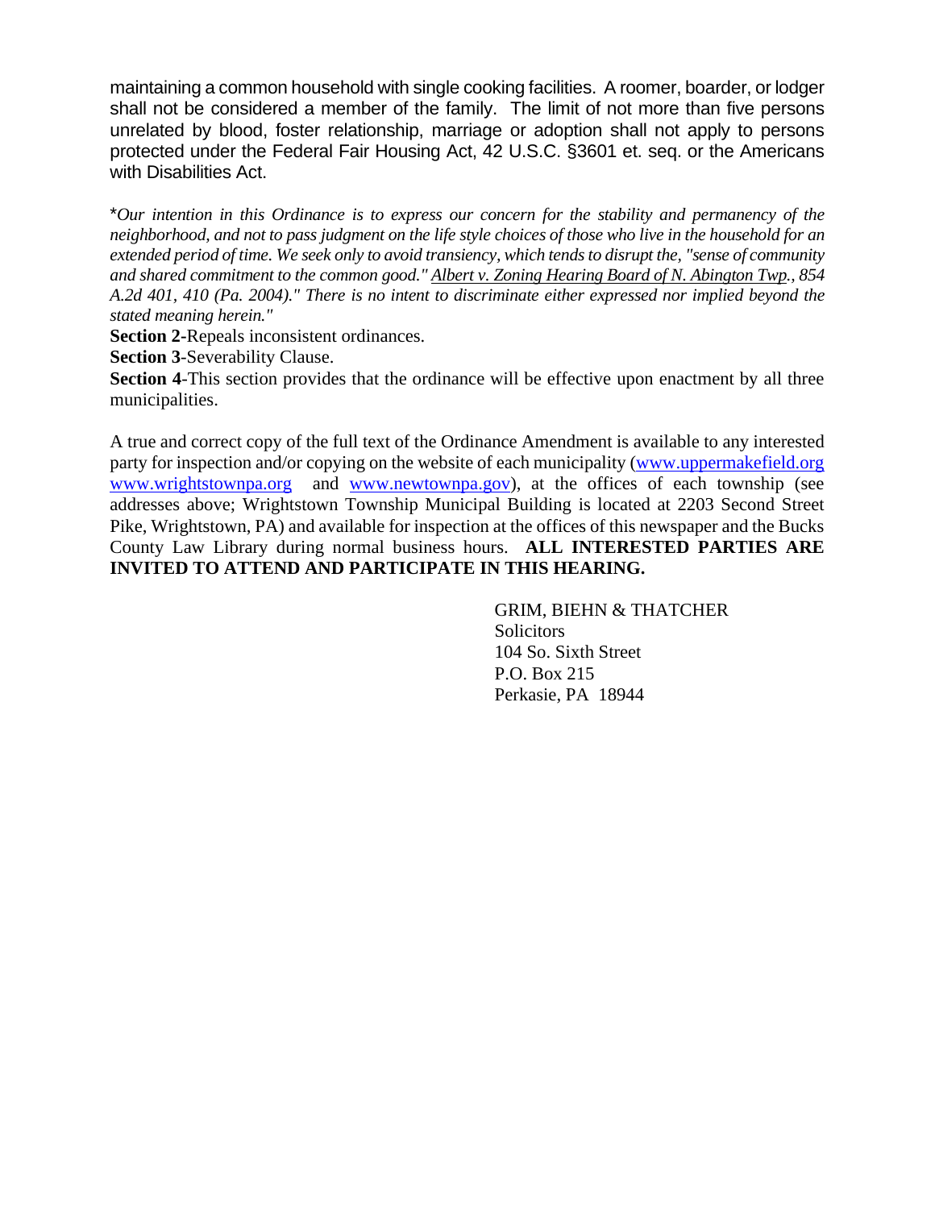maintaining a common household with single cooking facilities. A roomer, boarder, or lodger shall not be considered a member of the family. The limit of not more than five persons unrelated by blood, foster relationship, marriage or adoption shall not apply to persons protected under the Federal Fair Housing Act, 42 U.S.C. §3601 et. seq. or the Americans with Disabilities Act.

\**Our intention in this Ordinance is to express our concern for the stability and permanency of the neighborhood, and not to pass judgment on the life style choices of those who live in the household for an extended period of time. We seek only to avoid transiency, which tends to disrupt the, "sense of community and shared commitment to the common good." Albert v. Zoning Hearing Board of N. Abington Twp., 854 A.2d 401, 410 (Pa. 2004)." There is no intent to discriminate either expressed nor implied beyond the stated meaning herein."*

**Section 2**-Repeals inconsistent ordinances.

**Section 3**-Severability Clause.

**Section 4**-This section provides that the ordinance will be effective upon enactment by all three municipalities.

A true and correct copy of the full text of the Ordinance Amendment is available to any interested party for inspection and/or copying on the website of each municipality (www.uppermakefield.org www.wrightstownpa.org and www.newtownpa.gov), at the offices of each township (see addresses above; Wrightstown Township Municipal Building is located at 2203 Second Street Pike, Wrightstown, PA) and available for inspection at the offices of this newspaper and the Bucks County Law Library during normal business hours. **ALL INTERESTED PARTIES ARE INVITED TO ATTEND AND PARTICIPATE IN THIS HEARING.**

GRIM, BIEHN & THATCHER
Solicitors
104 So. Sixth Street
P.O. Box 215
Perkasie, PA 18944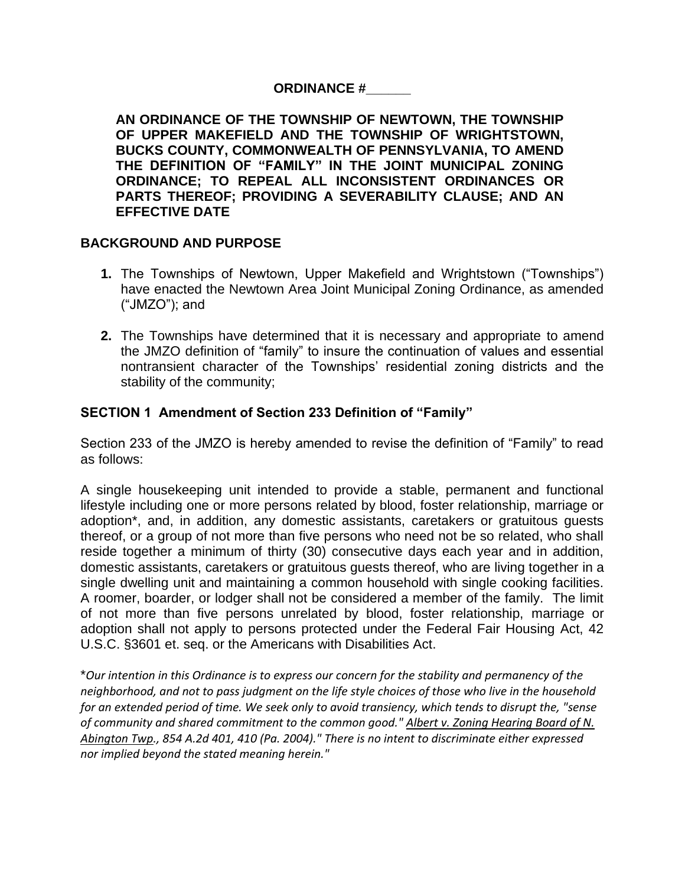**ORDINANCE #\_\_\_\_\_\_**

**AN ORDINANCE OF THE TOWNSHIP OF NEWTOWN, THE TOWNSHIP OF UPPER MAKEFIELD AND THE TOWNSHIP OF WRIGHTSTOWN, BUCKS COUNTY, COMMONWEALTH OF PENNSYLVANIA, TO AMEND THE DEFINITION OF "FAMILY" IN THE JOINT MUNICIPAL ZONING ORDINANCE; TO REPEAL ALL INCONSISTENT ORDINANCES OR PARTS THEREOF; PROVIDING A SEVERABILITY CLAUSE; AND AN EFFECTIVE DATE**

## BACKGROUND AND PURPOSE

1. The Townships of Newtown, Upper Makefield and Wrightstown ("Townships") have enacted the Newtown Area Joint Municipal Zoning Ordinance, as amended ("JMZO"); and
2. The Townships have determined that it is necessary and appropriate to amend the JMZO definition of "family" to insure the continuation of values and essential nontransient character of the Townships' residential zoning districts and the stability of the community;

## SECTION 1 Amendment of Section 233 Definition of "Family"

Section 233 of the JMZO is hereby amended to revise the definition of "Family" to read as follows:

A single housekeeping unit intended to provide a stable, permanent and functional lifestyle including one or more persons related by blood, foster relationship, marriage or adoption*, and, in addition, any domestic assistants, caretakers or gratuitous guests thereof, or a group of not more than five persons who need not be so related, who shall reside together a minimum of thirty (30) consecutive days each year and in addition, domestic assistants, caretakers or gratuitous guests thereof, who are living together in a single dwelling unit and maintaining a common household with single cooking facilities. A roomer, boarder, or lodger shall not be considered a member of the family. The limit of not more than five persons unrelated by blood, foster relationship, marriage or adoption shall not apply to persons protected under the Federal Fair Housing Act, 42 U.S.C. §3601 et. seq. or the Americans with Disabilities Act.

*\*Our intention in this Ordinance is to express our concern for the stability and permanency of the neighborhood, and not to pass judgment on the life style choices of those who live in the household for an extended period of time. We seek only to avoid transiency, which tends to disrupt the, "sense of community and shared commitment to the common good." Albert v. Zoning Hearing Board of N. Abington Twp., 854 A.2d 401, 410 (Pa. 2004)." There is no intent to discriminate either expressed nor implied beyond the stated meaning herein."*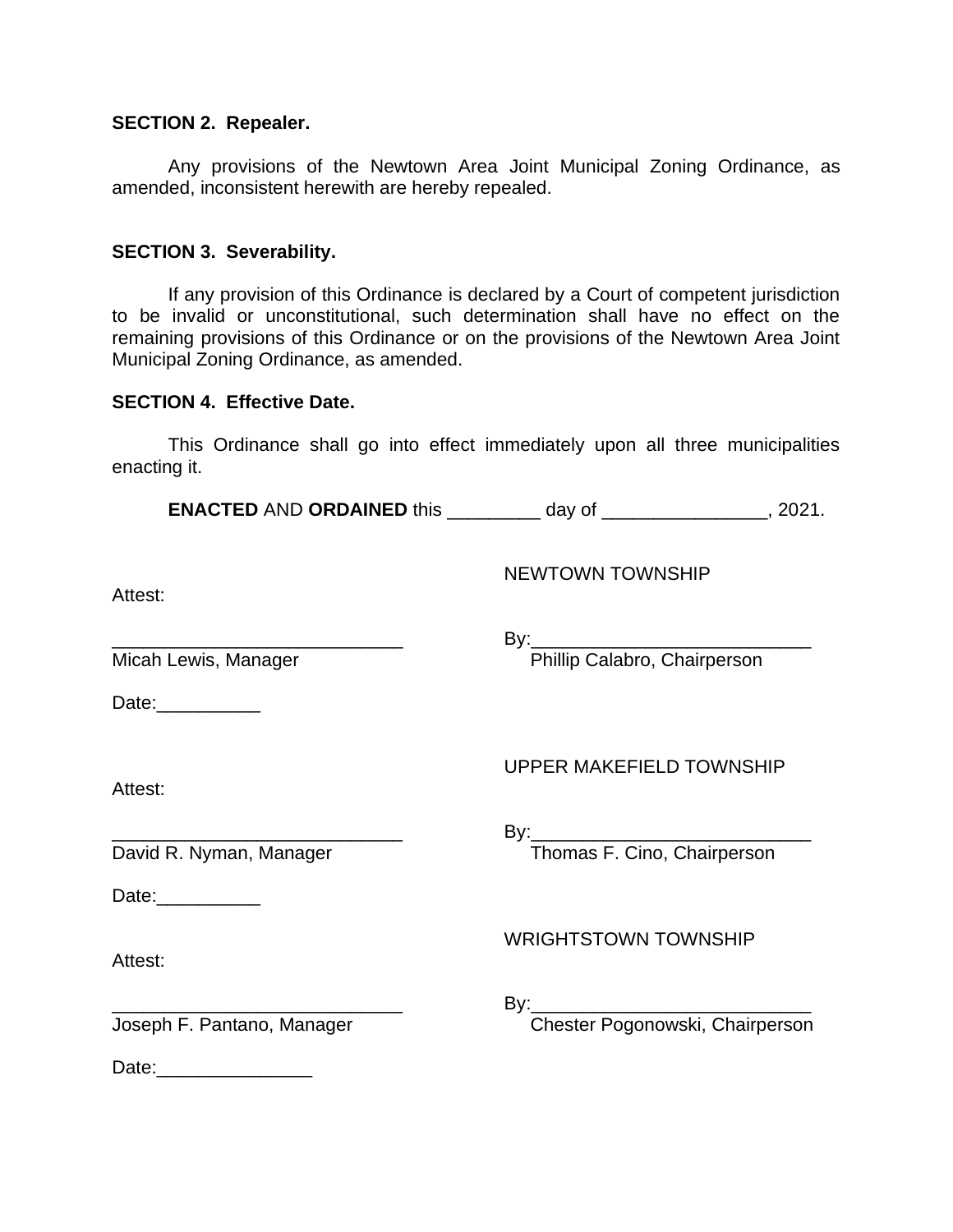**SECTION 2. Repealer.**

Any provisions of the Newtown Area Joint Municipal Zoning Ordinance, as amended, inconsistent herewith are hereby repealed.

**SECTION 3. Severability.**

If any provision of this Ordinance is declared by a Court of competent jurisdiction to be invalid or unconstitutional, such determination shall have no effect on the remaining provisions of this Ordinance or on the provisions of the Newtown Area Joint Municipal Zoning Ordinance, as amended.

**SECTION 4. Effective Date.**

This Ordinance shall go into effect immediately upon all three municipalities enacting it.

**ENACTED** AND **ORDAINED** this _________ day of ________________, 2021.

NEWTOWN TOWNSHIP

Attest:

____________________________
Micah Lewis, Manager

By:___________________________
Phillip Calabro, Chairperson

Date:__________

UPPER MAKEFIELD TOWNSHIP

Attest:

____________________________
David R. Nyman, Manager

By:___________________________
Thomas F. Cino, Chairperson

Date:__________

WRIGHTSTOWN TOWNSHIP

Attest:

____________________________
Joseph F. Pantano, Manager

By:___________________________
Chester Pogonowski, Chairperson

Date:_______________